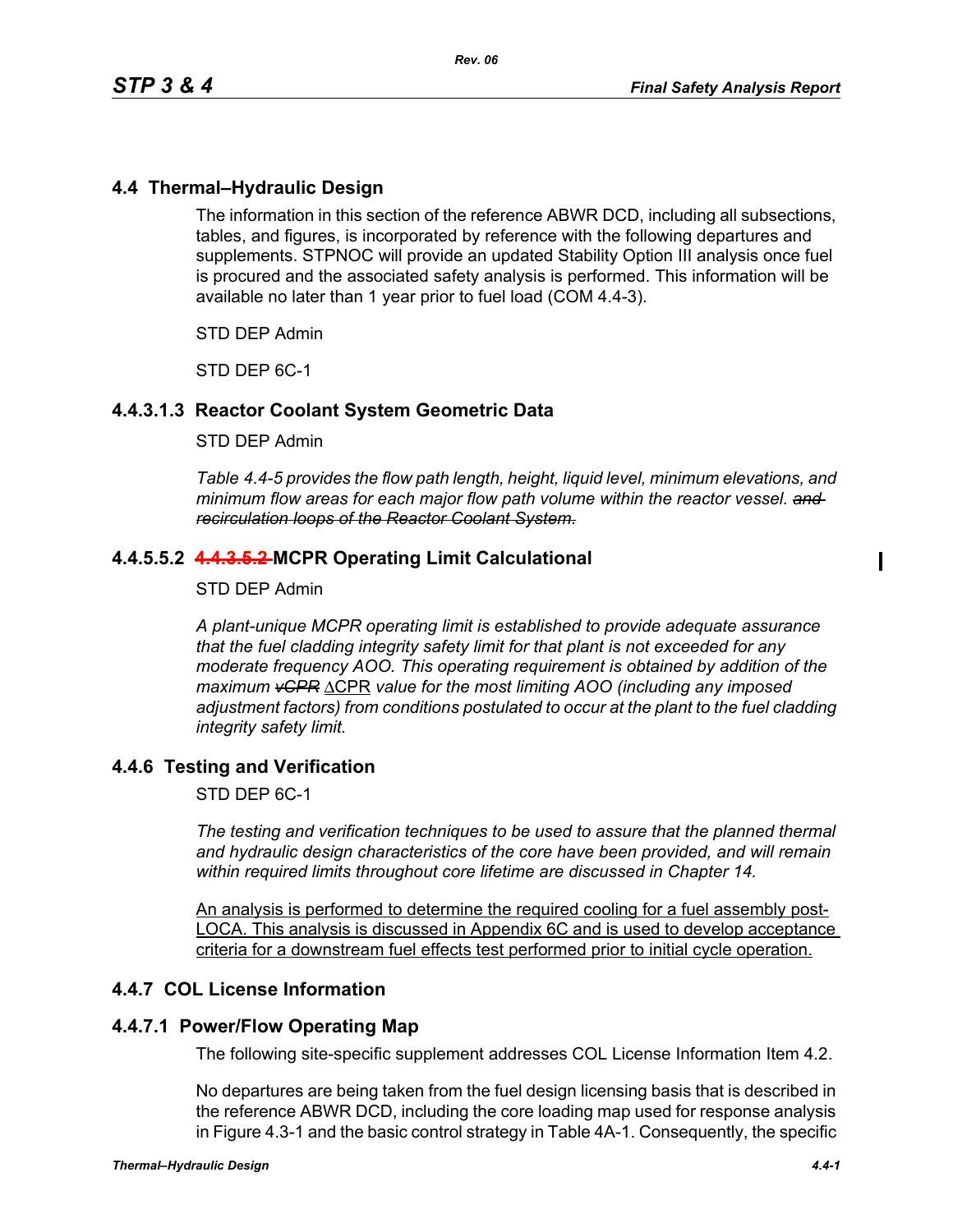## 4.4 Thermal–Hydraulic Design

The information in this section of the reference ABWR DCD, including all subsections, tables, and figures, is incorporated by reference with the following departures and supplements. STPNOC will provide an updated Stability Option III analysis once fuel is procured and the associated safety analysis is performed. This information will be available no later than 1 year prior to fuel load (COM 4.4-3).

STD DEP Admin

STD DEP 6C-1

### 4.4.3.1.3 Reactor Coolant System Geometric Data

STD DEP Admin

*Table 4.4-5 provides the flow path length, height, liquid level, minimum elevations, and minimum flow areas for each major flow path volume within the reactor vessel.* ~~*and recirculation loops of the Reactor Coolant System.*~~

### 4.4.5.5.2 ~~4.4.3.5.2~~ MCPR Operating Limit Calculational

STD DEP Admin

*A plant-unique MCPR operating limit is established to provide adequate assurance that the fuel cladding integrity safety limit for that plant is not exceeded for any moderate frequency AOO. This operating requirement is obtained by addition of the maximum* ~~*vCPR*~~ <u>ΔCPR</u> *value for the most limiting AOO (including any imposed adjustment factors) from conditions postulated to occur at the plant to the fuel cladding integrity safety limit.*

## 4.4.6 Testing and Verification

STD DEP 6C-1

*The testing and verification techniques to be used to assure that the planned thermal and hydraulic design characteristics of the core have been provided, and will remain within required limits throughout core lifetime are discussed in Chapter 14.*

<u>An analysis is performed to determine the required cooling for a fuel assembly post-LOCA. This analysis is discussed in Appendix 6C and is used to develop acceptance criteria for a downstream fuel effects test performed prior to initial cycle operation.</u>

## 4.4.7 COL License Information

### 4.4.7.1 Power/Flow Operating Map

The following site-specific supplement addresses COL License Information Item 4.2.

No departures are being taken from the fuel design licensing basis that is described in the reference ABWR DCD, including the core loading map used for response analysis in Figure 4.3-1 and the basic control strategy in Table 4A-1. Consequently, the specific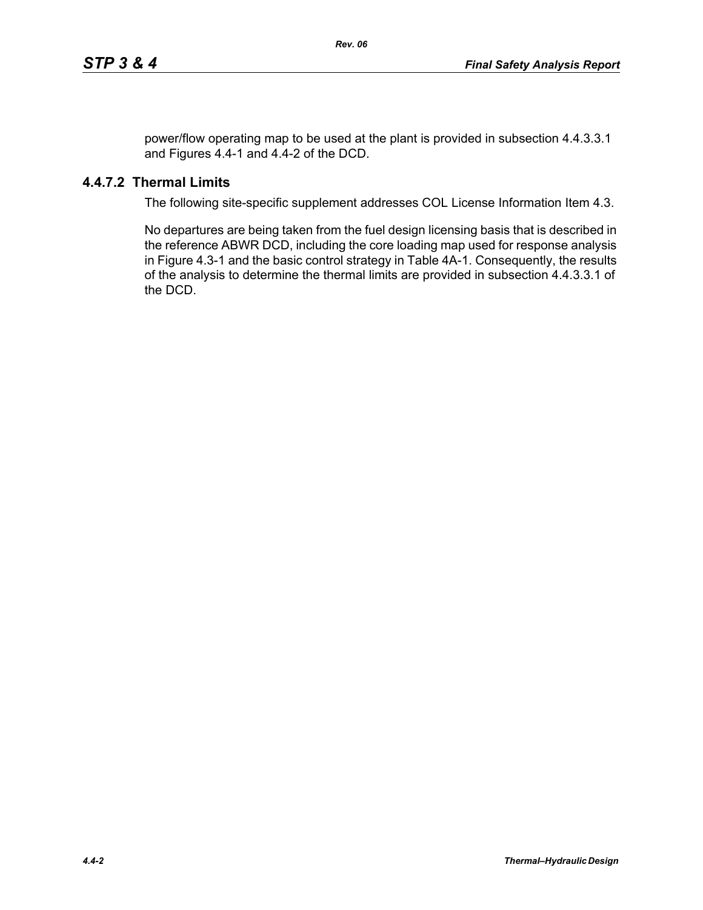power/flow operating map to be used at the plant is provided in subsection 4.4.3.3.1 and Figures 4.4-1 and 4.4-2 of the DCD.

### 4.4.7.2 Thermal Limits

The following site-specific supplement addresses COL License Information Item 4.3.

No departures are being taken from the fuel design licensing basis that is described in the reference ABWR DCD, including the core loading map used for response analysis in Figure 4.3-1 and the basic control strategy in Table 4A-1. Consequently, the results of the analysis to determine the thermal limits are provided in subsection 4.4.3.3.1 of the DCD.